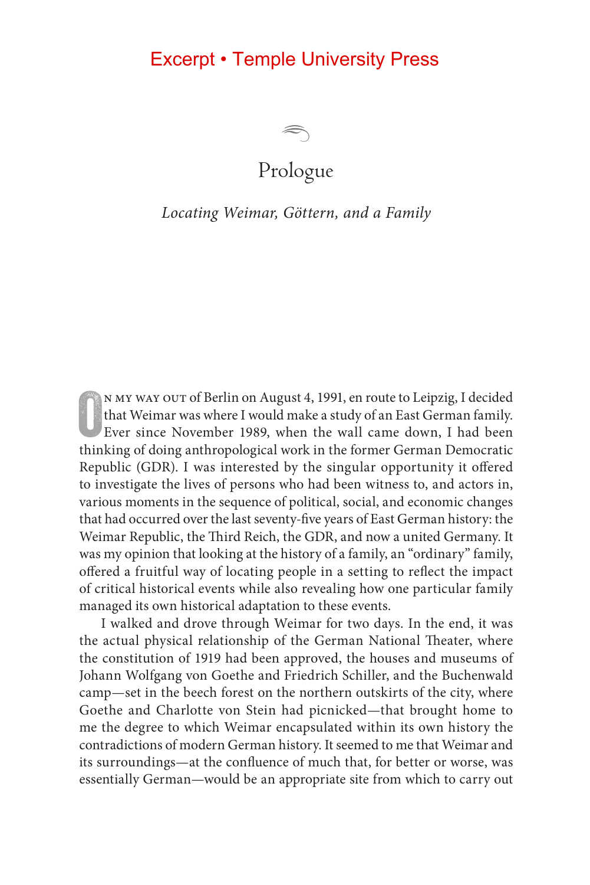Excerpt • Temple University Press

# Prologue

*Locating Weimar, Göttern, and a Family*

On my way out of Berlin on August 4, 1991, en route to Leipzig, I decided that Weimar was where I would make a study of an East German family. Ever since November 1989, when the wall came down, I had been thinking of doing anthropological work in the former German Democratic Republic (GDR). I was interested by the singular opportunity it offered to investigate the lives of persons who had been witness to, and actors in, various moments in the sequence of political, social, and economic changes that had occurred over the last seventy-five years of East German history: the Weimar Republic, the Third Reich, the GDR, and now a united Germany. It was my opinion that looking at the history of a family, an "ordinary" family, offered a fruitful way of locating people in a setting to reflect the impact of critical historical events while also revealing how one particular family managed its own historical adaptation to these events.

I walked and drove through Weimar for two days. In the end, it was the actual physical relationship of the German National Theater, where the constitution of 1919 had been approved, the houses and museums of Johann Wolfgang von Goethe and Friedrich Schiller, and the Buchenwald camp—set in the beech forest on the northern outskirts of the city, where Goethe and Charlotte von Stein had picnicked—that brought home to me the degree to which Weimar encapsulated within its own history the contradictions of modern German history. It seemed to me that Weimar and its surroundings—at the confluence of much that, for better or worse, was essentially German—would be an appropriate site from which to carry out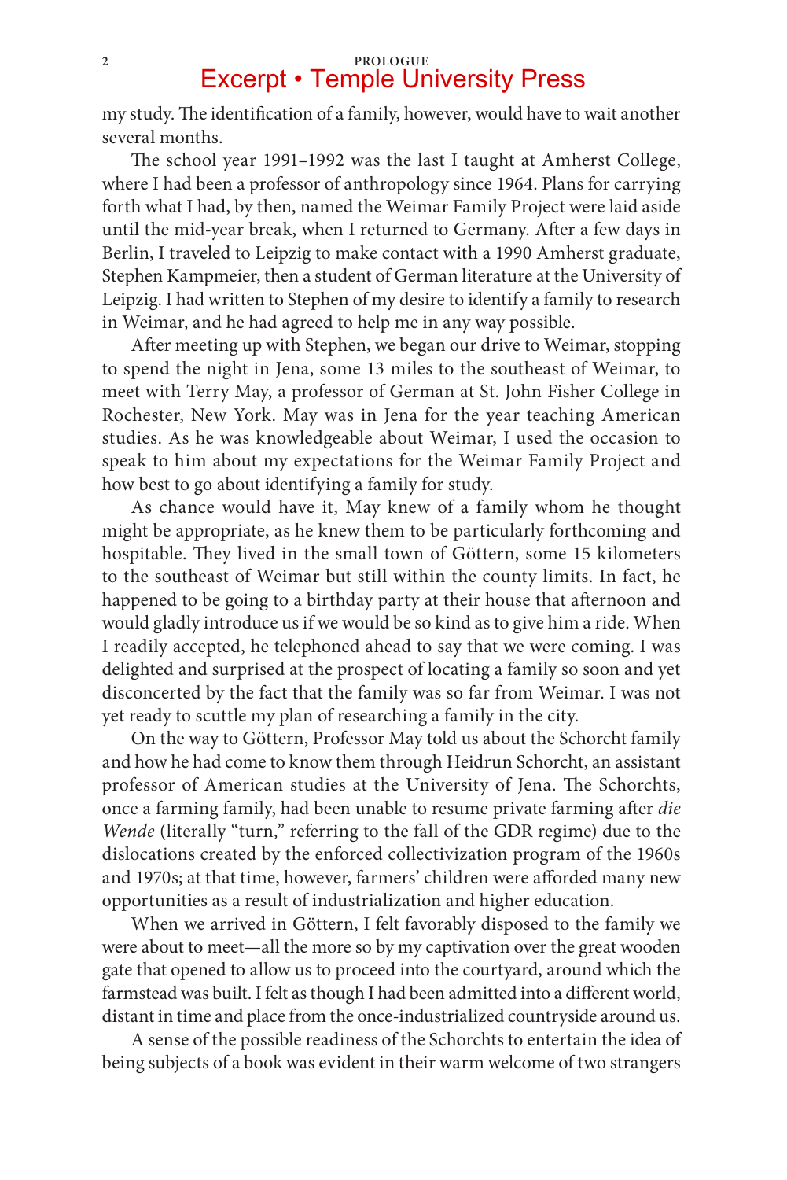my study. The identification of a family, however, would have to wait another several months.

The school year 1991–1992 was the last I taught at Amherst College, where I had been a professor of anthropology since 1964. Plans for carrying forth what I had, by then, named the Weimar Family Project were laid aside until the mid-year break, when I returned to Germany. After a few days in Berlin, I traveled to Leipzig to make contact with a 1990 Amherst graduate, Stephen Kampmeier, then a student of German literature at the University of Leipzig. I had written to Stephen of my desire to identify a family to research in Weimar, and he had agreed to help me in any way possible.

After meeting up with Stephen, we began our drive to Weimar, stopping to spend the night in Jena, some 13 miles to the southeast of Weimar, to meet with Terry May, a professor of German at St. John Fisher College in Rochester, New York. May was in Jena for the year teaching American studies. As he was knowledgeable about Weimar, I used the occasion to speak to him about my expectations for the Weimar Family Project and how best to go about identifying a family for study.

As chance would have it, May knew of a family whom he thought might be appropriate, as he knew them to be particularly forthcoming and hospitable. They lived in the small town of Göttern, some 15 kilometers to the southeast of Weimar but still within the county limits. In fact, he happened to be going to a birthday party at their house that afternoon and would gladly introduce us if we would be so kind as to give him a ride. When I readily accepted, he telephoned ahead to say that we were coming. I was delighted and surprised at the prospect of locating a family so soon and yet disconcerted by the fact that the family was so far from Weimar. I was not yet ready to scuttle my plan of researching a family in the city.

On the way to Göttern, Professor May told us about the Schorcht family and how he had come to know them through Heidrun Schorcht, an assistant professor of American studies at the University of Jena. The Schorchts, once a farming family, had been unable to resume private farming after *die Wende* (literally "turn," referring to the fall of the GDR regime) due to the dislocations created by the enforced collectivization program of the 1960s and 1970s; at that time, however, farmers' children were afforded many new opportunities as a result of industrialization and higher education.

When we arrived in Göttern, I felt favorably disposed to the family we were about to meet—all the more so by my captivation over the great wooden gate that opened to allow us to proceed into the courtyard, around which the farmstead was built. I felt as though I had been admitted into a different world, distant in time and place from the once-industrialized countryside around us.

A sense of the possible readiness of the Schorchts to entertain the idea of being subjects of a book was evident in their warm welcome of two strangers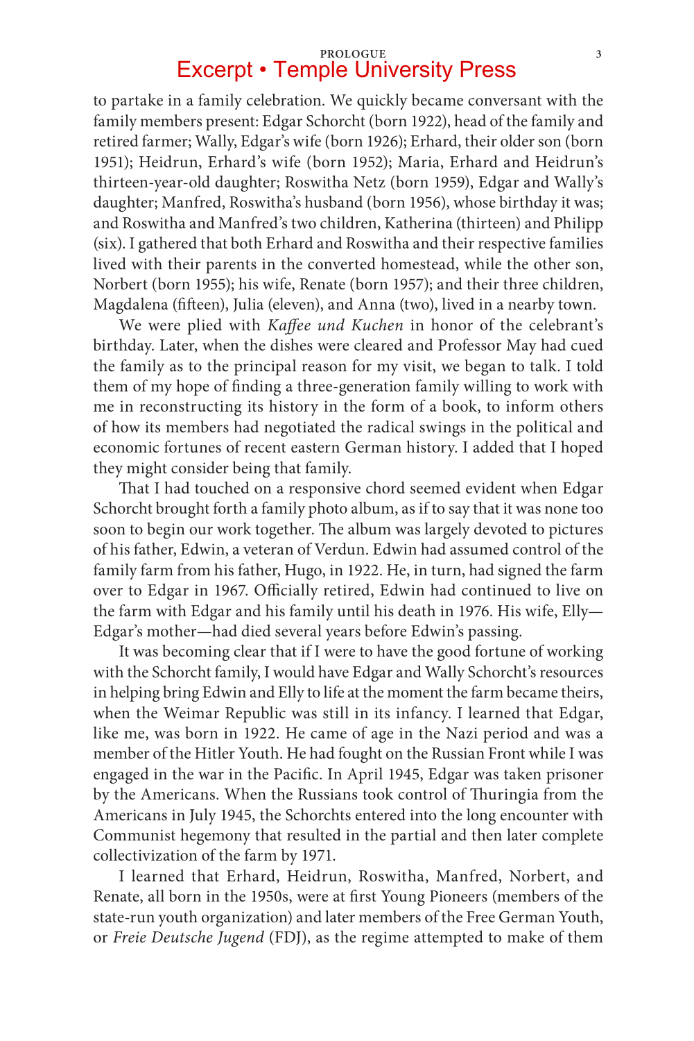to partake in a family celebration. We quickly became conversant with the family members present: Edgar Schorcht (born 1922), head of the family and retired farmer; Wally, Edgar's wife (born 1926); Erhard, their older son (born 1951); Heidrun, Erhard's wife (born 1952); Maria, Erhard and Heidrun's thirteen-year-old daughter; Roswitha Netz (born 1959), Edgar and Wally's daughter; Manfred, Roswitha's husband (born 1956), whose birthday it was; and Roswitha and Manfred's two children, Katherina (thirteen) and Philipp (six). I gathered that both Erhard and Roswitha and their respective families lived with their parents in the converted homestead, while the other son, Norbert (born 1955); his wife, Renate (born 1957); and their three children, Magdalena (fifteen), Julia (eleven), and Anna (two), lived in a nearby town.

We were plied with *Kaffee und Kuchen* in honor of the celebrant's birthday. Later, when the dishes were cleared and Professor May had cued the family as to the principal reason for my visit, we began to talk. I told them of my hope of finding a three-generation family willing to work with me in reconstructing its history in the form of a book, to inform others of how its members had negotiated the radical swings in the political and economic fortunes of recent eastern German history. I added that I hoped they might consider being that family.

That I had touched on a responsive chord seemed evident when Edgar Schorcht brought forth a family photo album, as if to say that it was none too soon to begin our work together. The album was largely devoted to pictures of his father, Edwin, a veteran of Verdun. Edwin had assumed control of the family farm from his father, Hugo, in 1922. He, in turn, had signed the farm over to Edgar in 1967. Officially retired, Edwin had continued to live on the farm with Edgar and his family until his death in 1976. His wife, Elly—Edgar's mother—had died several years before Edwin's passing.

It was becoming clear that if I were to have the good fortune of working with the Schorcht family, I would have Edgar and Wally Schorcht's resources in helping bring Edwin and Elly to life at the moment the farm became theirs, when the Weimar Republic was still in its infancy. I learned that Edgar, like me, was born in 1922. He came of age in the Nazi period and was a member of the Hitler Youth. He had fought on the Russian Front while I was engaged in the war in the Pacific. In April 1945, Edgar was taken prisoner by the Americans. When the Russians took control of Thuringia from the Americans in July 1945, the Schorchts entered into the long encounter with Communist hegemony that resulted in the partial and then later complete collectivization of the farm by 1971.

I learned that Erhard, Heidrun, Roswitha, Manfred, Norbert, and Renate, all born in the 1950s, were at first Young Pioneers (members of the state-run youth organization) and later members of the Free German Youth, or *Freie Deutsche Jugend* (FDJ), as the regime attempted to make of them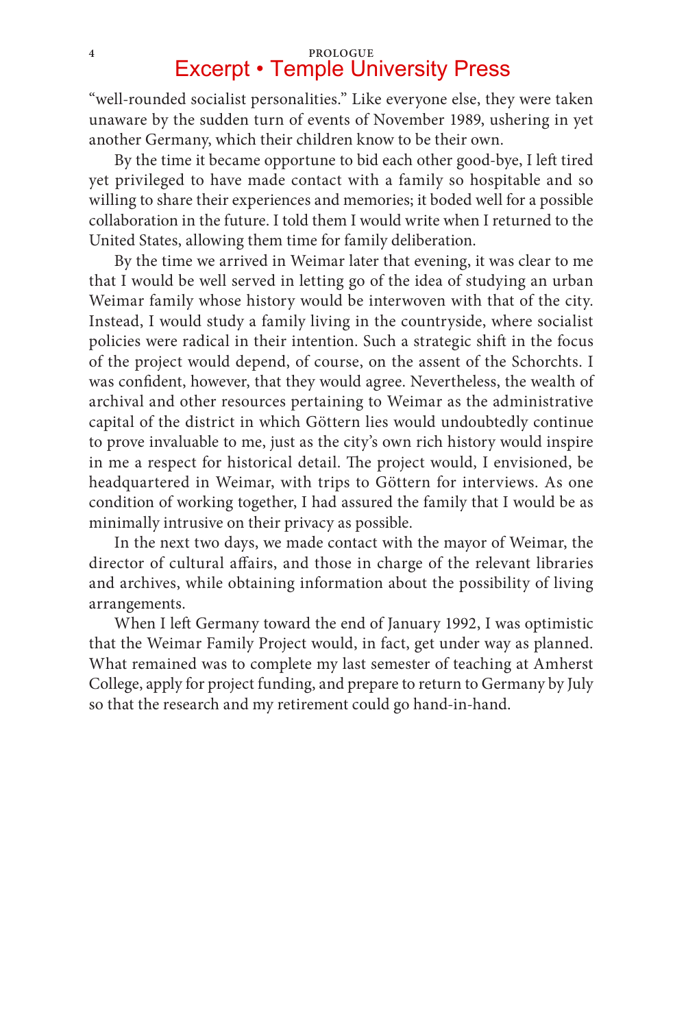"well-rounded socialist personalities." Like everyone else, they were taken unaware by the sudden turn of events of November 1989, ushering in yet another Germany, which their children know to be their own.

By the time it became opportune to bid each other good-bye, I left tired yet privileged to have made contact with a family so hospitable and so willing to share their experiences and memories; it boded well for a possible collaboration in the future. I told them I would write when I returned to the United States, allowing them time for family deliberation.

By the time we arrived in Weimar later that evening, it was clear to me that I would be well served in letting go of the idea of studying an urban Weimar family whose history would be interwoven with that of the city. Instead, I would study a family living in the countryside, where socialist policies were radical in their intention. Such a strategic shift in the focus of the project would depend, of course, on the assent of the Schorchts. I was confident, however, that they would agree. Nevertheless, the wealth of archival and other resources pertaining to Weimar as the administrative capital of the district in which Göttern lies would undoubtedly continue to prove invaluable to me, just as the city's own rich history would inspire in me a respect for historical detail. The project would, I envisioned, be headquartered in Weimar, with trips to Göttern for interviews. As one condition of working together, I had assured the family that I would be as minimally intrusive on their privacy as possible.

In the next two days, we made contact with the mayor of Weimar, the director of cultural affairs, and those in charge of the relevant libraries and archives, while obtaining information about the possibility of living arrangements.

When I left Germany toward the end of January 1992, I was optimistic that the Weimar Family Project would, in fact, get under way as planned. What remained was to complete my last semester of teaching at Amherst College, apply for project funding, and prepare to return to Germany by July so that the research and my retirement could go hand-in-hand.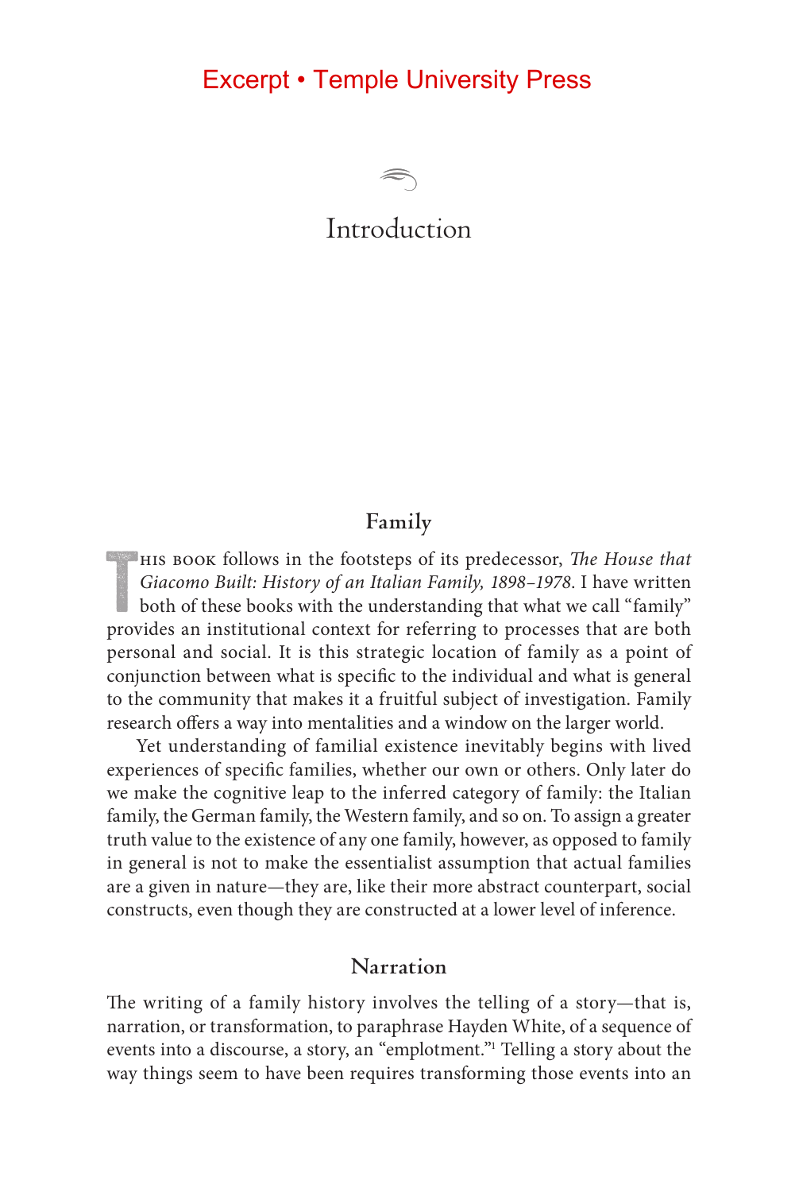# Introduction

## Family

This book follows in the footsteps of its predecessor, *The House that Giacomo Built: History of an Italian Family, 1898–1978*. I have written both of these books with the understanding that what we call "family" provides an institutional context for referring to processes that are both personal and social. It is this strategic location of family as a point of conjunction between what is specific to the individual and what is general to the community that makes it a fruitful subject of investigation. Family research offers a way into mentalities and a window on the larger world.

Yet understanding of familial existence inevitably begins with lived experiences of specific families, whether our own or others. Only later do we make the cognitive leap to the inferred category of family: the Italian family, the German family, the Western family, and so on. To assign a greater truth value to the existence of any one family, however, as opposed to family in general is not to make the essentialist assumption that actual families are a given in nature—they are, like their more abstract counterpart, social constructs, even though they are constructed at a lower level of inference.

## Narration

The writing of a family history involves the telling of a story—that is, narration, or transformation, to paraphrase Hayden White, of a sequence of events into a discourse, a story, an "emplotment."[1] Telling a story about the way things seem to have been requires transforming those events into an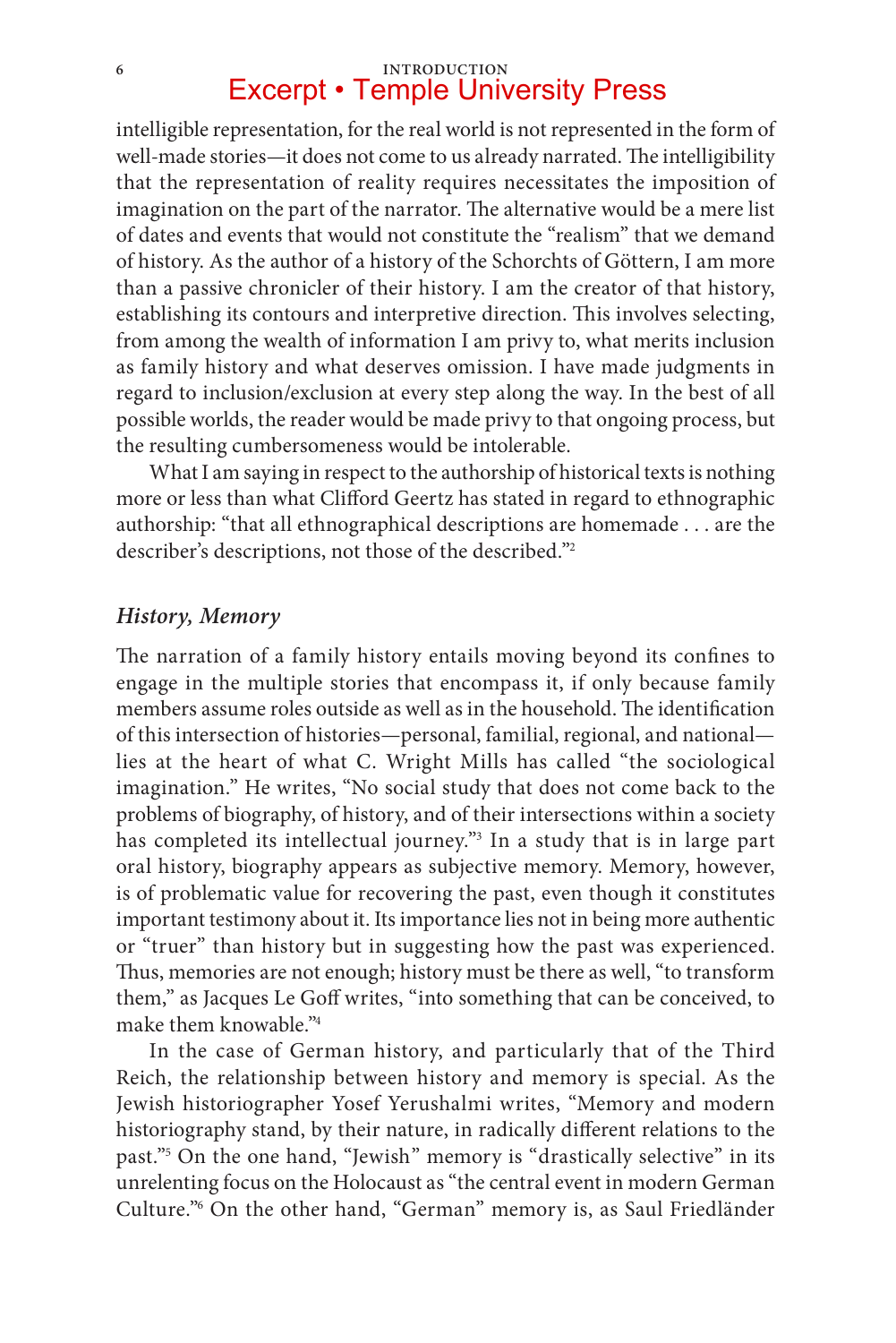intelligible representation, for the real world is not represented in the form of well-made stories—it does not come to us already narrated. The intelligibility that the representation of reality requires necessitates the imposition of imagination on the part of the narrator. The alternative would be a mere list of dates and events that would not constitute the "realism" that we demand of history. As the author of a history of the Schorchts of Göttern, I am more than a passive chronicler of their history. I am the creator of that history, establishing its contours and interpretive direction. This involves selecting, from among the wealth of information I am privy to, what merits inclusion as family history and what deserves omission. I have made judgments in regard to inclusion/exclusion at every step along the way. In the best of all possible worlds, the reader would be made privy to that ongoing process, but the resulting cumbersomeness would be intolerable.

What I am saying in respect to the authorship of historical texts is nothing more or less than what Clifford Geertz has stated in regard to ethnographic authorship: "that all ethnographical descriptions are homemade . . . are the describer's descriptions, not those of the described."[2]

### *History, Memory*

The narration of a family history entails moving beyond its confines to engage in the multiple stories that encompass it, if only because family members assume roles outside as well as in the household. The identification of this intersection of histories—personal, familial, regional, and national—lies at the heart of what C. Wright Mills has called "the sociological imagination." He writes, "No social study that does not come back to the problems of biography, of history, and of their intersections within a society has completed its intellectual journey."[3] In a study that is in large part oral history, biography appears as subjective memory. Memory, however, is of problematic value for recovering the past, even though it constitutes important testimony about it. Its importance lies not in being more authentic or "truer" than history but in suggesting how the past was experienced. Thus, memories are not enough; history must be there as well, "to transform them," as Jacques Le Goff writes, "into something that can be conceived, to make them knowable."[4]

In the case of German history, and particularly that of the Third Reich, the relationship between history and memory is special. As the Jewish historiographer Yosef Yerushalmi writes, "Memory and modern historiography stand, by their nature, in radically different relations to the past."[5] On the one hand, "Jewish" memory is "drastically selective" in its unrelenting focus on the Holocaust as "the central event in modern German Culture."[6] On the other hand, "German" memory is, as Saul Friedländer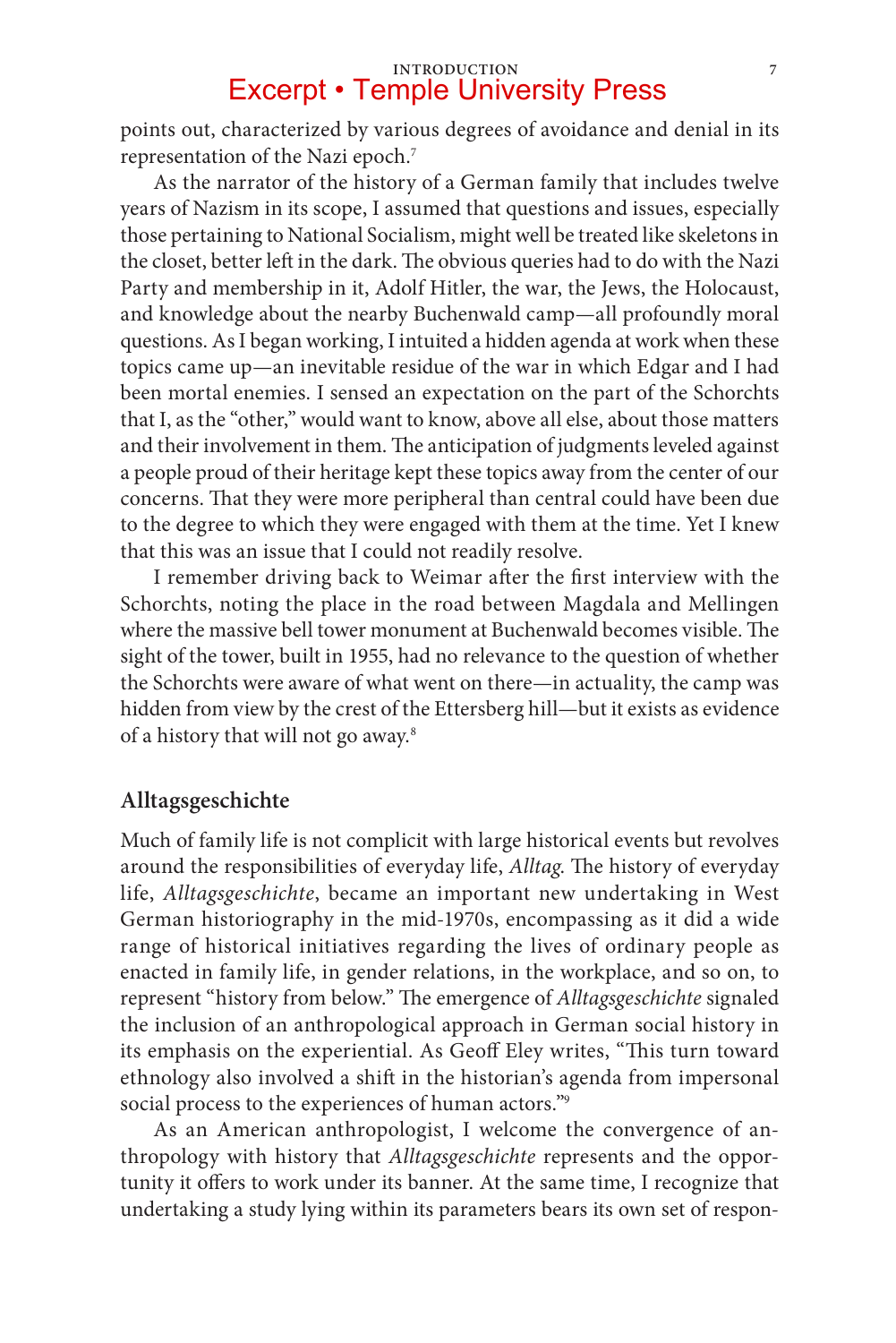points out, characterized by various degrees of avoidance and denial in its representation of the Nazi epoch.[7]

As the narrator of the history of a German family that includes twelve years of Nazism in its scope, I assumed that questions and issues, especially those pertaining to National Socialism, might well be treated like skeletons in the closet, better left in the dark. The obvious queries had to do with the Nazi Party and membership in it, Adolf Hitler, the war, the Jews, the Holocaust, and knowledge about the nearby Buchenwald camp—all profoundly moral questions. As I began working, I intuited a hidden agenda at work when these topics came up—an inevitable residue of the war in which Edgar and I had been mortal enemies. I sensed an expectation on the part of the Schorchts that I, as the "other," would want to know, above all else, about those matters and their involvement in them. The anticipation of judgments leveled against a people proud of their heritage kept these topics away from the center of our concerns. That they were more peripheral than central could have been due to the degree to which they were engaged with them at the time. Yet I knew that this was an issue that I could not readily resolve.

I remember driving back to Weimar after the first interview with the Schorchts, noting the place in the road between Magdala and Mellingen where the massive bell tower monument at Buchenwald becomes visible. The sight of the tower, built in 1955, had no relevance to the question of whether the Schorchts were aware of what went on there—in actuality, the camp was hidden from view by the crest of the Ettersberg hill—but it exists as evidence of a history that will not go away.[8]

## Alltagsgeschichte

Much of family life is not complicit with large historical events but revolves around the responsibilities of everyday life, *Alltag*. The history of everyday life, *Alltagsgeschichte*, became an important new undertaking in West German historiography in the mid-1970s, encompassing as it did a wide range of historical initiatives regarding the lives of ordinary people as enacted in family life, in gender relations, in the workplace, and so on, to represent "history from below." The emergence of *Alltagsgeschichte* signaled the inclusion of an anthropological approach in German social history in its emphasis on the experiential. As Geoff Eley writes, "This turn toward ethnology also involved a shift in the historian's agenda from impersonal social process to the experiences of human actors."[9]

As an American anthropologist, I welcome the convergence of anthropology with history that *Alltagsgeschichte* represents and the opportunity it offers to work under its banner. At the same time, I recognize that undertaking a study lying within its parameters bears its own set of respon-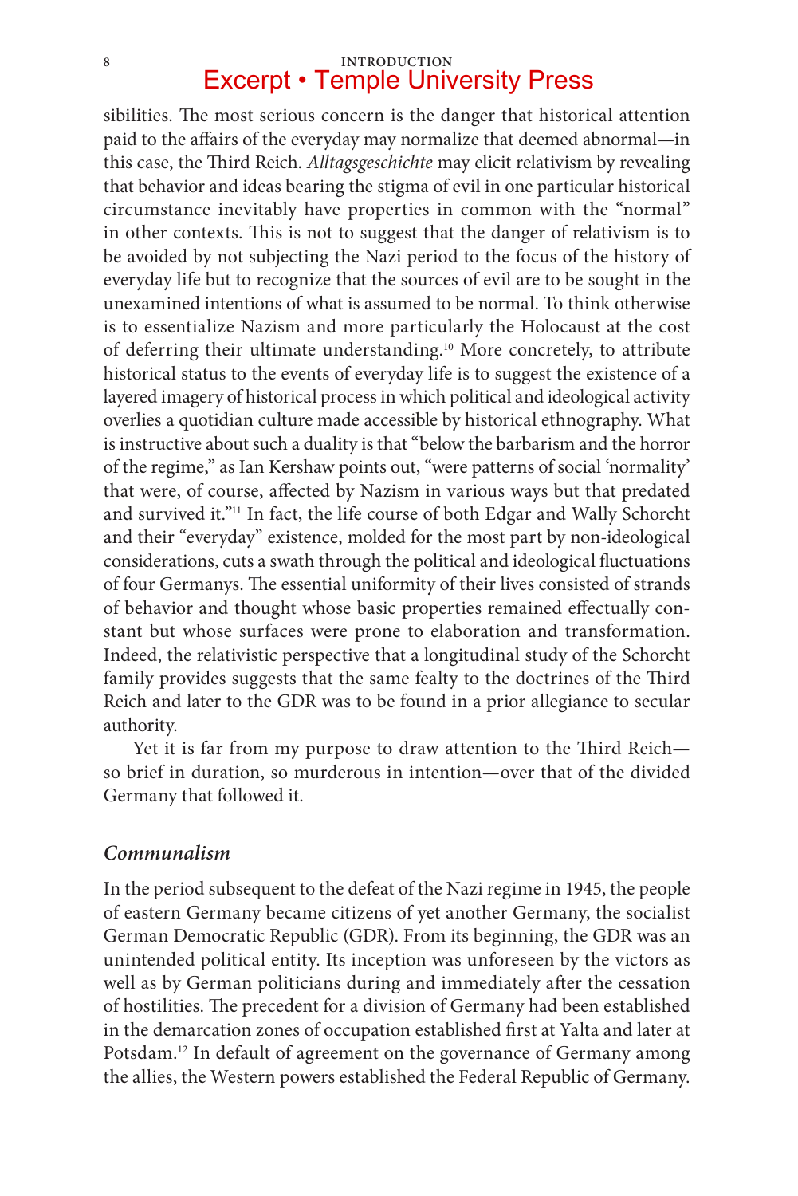sibilities. The most serious concern is the danger that historical attention paid to the affairs of the everyday may normalize that deemed abnormal—in this case, the Third Reich. *Alltagsgeschichte* may elicit relativism by revealing that behavior and ideas bearing the stigma of evil in one particular historical circumstance inevitably have properties in common with the "normal" in other contexts. This is not to suggest that the danger of relativism is to be avoided by not subjecting the Nazi period to the focus of the history of everyday life but to recognize that the sources of evil are to be sought in the unexamined intentions of what is assumed to be normal. To think otherwise is to essentialize Nazism and more particularly the Holocaust at the cost of deferring their ultimate understanding.[10] More concretely, to attribute historical status to the events of everyday life is to suggest the existence of a layered imagery of historical process in which political and ideological activity overlies a quotidian culture made accessible by historical ethnography. What is instructive about such a duality is that "below the barbarism and the horror of the regime," as Ian Kershaw points out, "were patterns of social 'normality' that were, of course, affected by Nazism in various ways but that predated and survived it."[11] In fact, the life course of both Edgar and Wally Schorcht and their "everyday" existence, molded for the most part by non-ideological considerations, cuts a swath through the political and ideological fluctuations of four Germanys. The essential uniformity of their lives consisted of strands of behavior and thought whose basic properties remained effectually constant but whose surfaces were prone to elaboration and transformation. Indeed, the relativistic perspective that a longitudinal study of the Schorcht family provides suggests that the same fealty to the doctrines of the Third Reich and later to the GDR was to be found in a prior allegiance to secular authority.

Yet it is far from my purpose to draw attention to the Third Reich—so brief in duration, so murderous in intention—over that of the divided Germany that followed it.

### *Communalism*

In the period subsequent to the defeat of the Nazi regime in 1945, the people of eastern Germany became citizens of yet another Germany, the socialist German Democratic Republic (GDR). From its beginning, the GDR was an unintended political entity. Its inception was unforeseen by the victors as well as by German politicians during and immediately after the cessation of hostilities. The precedent for a division of Germany had been established in the demarcation zones of occupation established first at Yalta and later at Potsdam.[12] In default of agreement on the governance of Germany among the allies, the Western powers established the Federal Republic of Germany.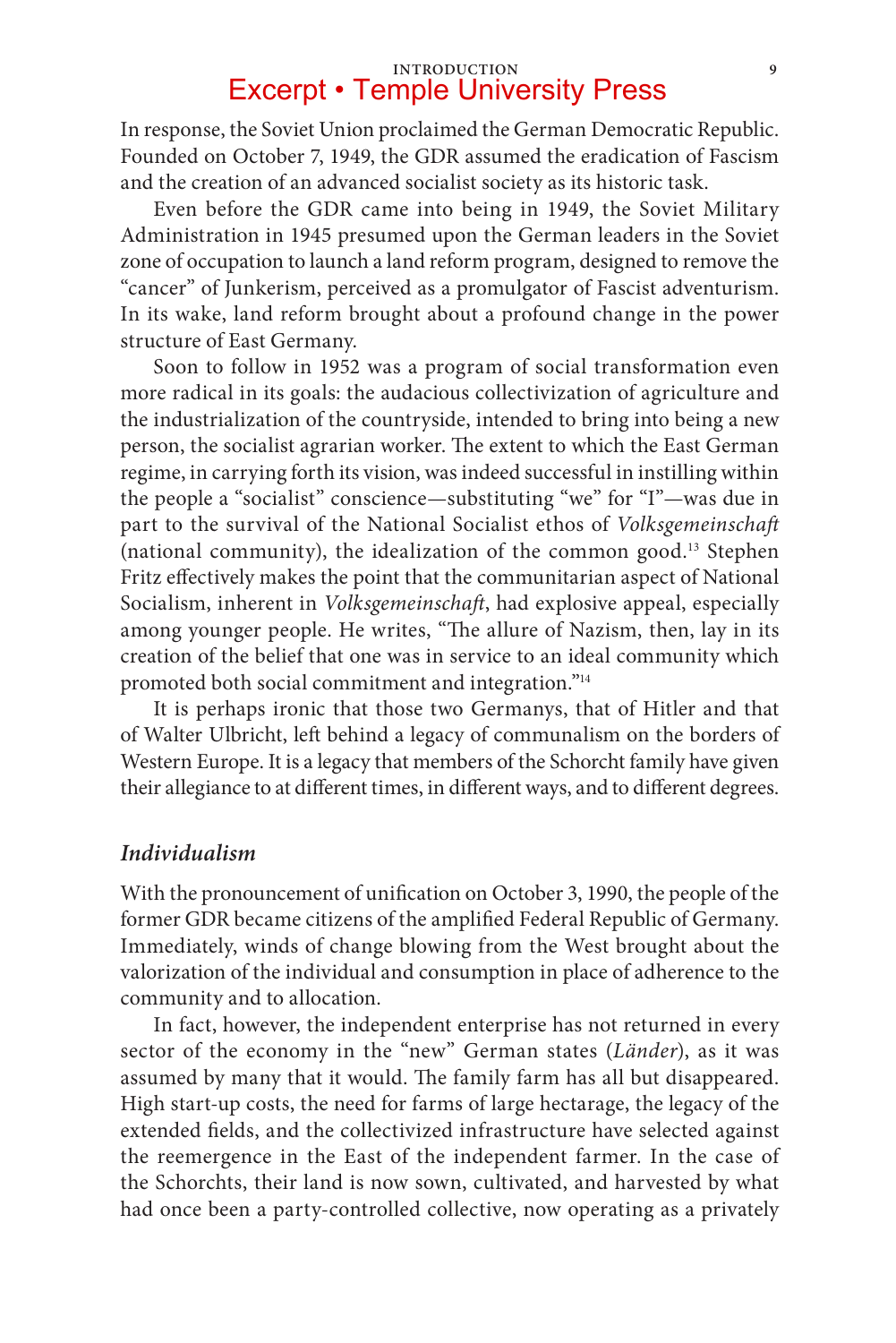In response, the Soviet Union proclaimed the German Democratic Republic. Founded on October 7, 1949, the GDR assumed the eradication of Fascism and the creation of an advanced socialist society as its historic task.

Even before the GDR came into being in 1949, the Soviet Military Administration in 1945 presumed upon the German leaders in the Soviet zone of occupation to launch a land reform program, designed to remove the "cancer" of Junkerism, perceived as a promulgator of Fascist adventurism. In its wake, land reform brought about a profound change in the power structure of East Germany.

Soon to follow in 1952 was a program of social transformation even more radical in its goals: the audacious collectivization of agriculture and the industrialization of the countryside, intended to bring into being a new person, the socialist agrarian worker. The extent to which the East German regime, in carrying forth its vision, was indeed successful in instilling within the people a "socialist" conscience—substituting "we" for "I"—was due in part to the survival of the National Socialist ethos of *Volksgemeinschaft* (national community), the idealization of the common good.[13] Stephen Fritz effectively makes the point that the communitarian aspect of National Socialism, inherent in *Volksgemeinschaft*, had explosive appeal, especially among younger people. He writes, "The allure of Nazism, then, lay in its creation of the belief that one was in service to an ideal community which promoted both social commitment and integration."[14]

It is perhaps ironic that those two Germanys, that of Hitler and that of Walter Ulbricht, left behind a legacy of communalism on the borders of Western Europe. It is a legacy that members of the Schorcht family have given their allegiance to at different times, in different ways, and to different degrees.

### *Individualism*

With the pronouncement of unification on October 3, 1990, the people of the former GDR became citizens of the amplified Federal Republic of Germany. Immediately, winds of change blowing from the West brought about the valorization of the individual and consumption in place of adherence to the community and to allocation.

In fact, however, the independent enterprise has not returned in every sector of the economy in the "new" German states (*Länder*), as it was assumed by many that it would. The family farm has all but disappeared. High start-up costs, the need for farms of large hectarage, the legacy of the extended fields, and the collectivized infrastructure have selected against the reemergence in the East of the independent farmer. In the case of the Schorchts, their land is now sown, cultivated, and harvested by what had once been a party-controlled collective, now operating as a privately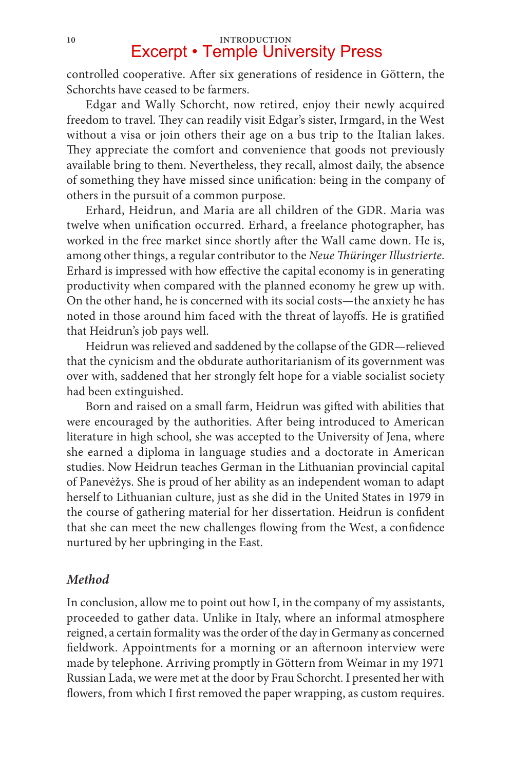controlled cooperative. After six generations of residence in Göttern, the Schorchts have ceased to be farmers.

Edgar and Wally Schorcht, now retired, enjoy their newly acquired freedom to travel. They can readily visit Edgar's sister, Irmgard, in the West without a visa or join others their age on a bus trip to the Italian lakes. They appreciate the comfort and convenience that goods not previously available bring to them. Nevertheless, they recall, almost daily, the absence of something they have missed since unification: being in the company of others in the pursuit of a common purpose.

Erhard, Heidrun, and Maria are all children of the GDR. Maria was twelve when unification occurred. Erhard, a freelance photographer, has worked in the free market since shortly after the Wall came down. He is, among other things, a regular contributor to the *Neue Thüringer Illustrierte*. Erhard is impressed with how effective the capital economy is in generating productivity when compared with the planned economy he grew up with. On the other hand, he is concerned with its social costs—the anxiety he has noted in those around him faced with the threat of layoffs. He is gratified that Heidrun's job pays well.

Heidrun was relieved and saddened by the collapse of the GDR—relieved that the cynicism and the obdurate authoritarianism of its government was over with, saddened that her strongly felt hope for a viable socialist society had been extinguished.

Born and raised on a small farm, Heidrun was gifted with abilities that were encouraged by the authorities. After being introduced to American literature in high school, she was accepted to the University of Jena, where she earned a diploma in language studies and a doctorate in American studies. Now Heidrun teaches German in the Lithuanian provincial capital of Panevėžys. She is proud of her ability as an independent woman to adapt herself to Lithuanian culture, just as she did in the United States in 1979 in the course of gathering material for her dissertation. Heidrun is confident that she can meet the new challenges flowing from the West, a confidence nurtured by her upbringing in the East.

### *Method*

In conclusion, allow me to point out how I, in the company of my assistants, proceeded to gather data. Unlike in Italy, where an informal atmosphere reigned, a certain formality was the order of the day in Germany as concerned fieldwork. Appointments for a morning or an afternoon interview were made by telephone. Arriving promptly in Göttern from Weimar in my 1971 Russian Lada, we were met at the door by Frau Schorcht. I presented her with flowers, from which I first removed the paper wrapping, as custom requires.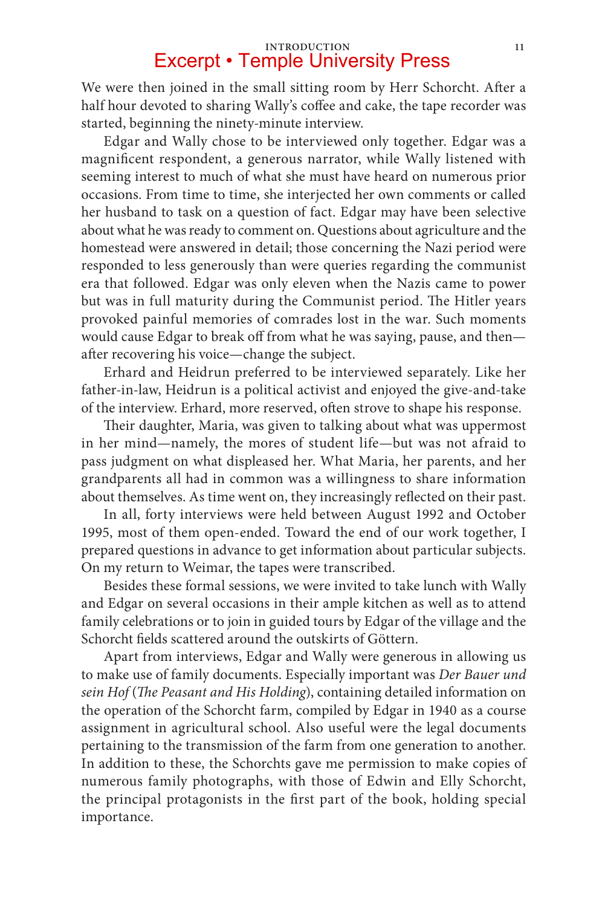We were then joined in the small sitting room by Herr Schorcht. After a half hour devoted to sharing Wally's coffee and cake, the tape recorder was started, beginning the ninety-minute interview.

Edgar and Wally chose to be interviewed only together. Edgar was a magnificent respondent, a generous narrator, while Wally listened with seeming interest to much of what she must have heard on numerous prior occasions. From time to time, she interjected her own comments or called her husband to task on a question of fact. Edgar may have been selective about what he was ready to comment on. Questions about agriculture and the homestead were answered in detail; those concerning the Nazi period were responded to less generously than were queries regarding the communist era that followed. Edgar was only eleven when the Nazis came to power but was in full maturity during the Communist period. The Hitler years provoked painful memories of comrades lost in the war. Such moments would cause Edgar to break off from what he was saying, pause, and then—after recovering his voice—change the subject.

Erhard and Heidrun preferred to be interviewed separately. Like her father-in-law, Heidrun is a political activist and enjoyed the give-and-take of the interview. Erhard, more reserved, often strove to shape his response.

Their daughter, Maria, was given to talking about what was uppermost in her mind—namely, the mores of student life—but was not afraid to pass judgment on what displeased her. What Maria, her parents, and her grandparents all had in common was a willingness to share information about themselves. As time went on, they increasingly reflected on their past.

In all, forty interviews were held between August 1992 and October 1995, most of them open-ended. Toward the end of our work together, I prepared questions in advance to get information about particular subjects. On my return to Weimar, the tapes were transcribed.

Besides these formal sessions, we were invited to take lunch with Wally and Edgar on several occasions in their ample kitchen as well as to attend family celebrations or to join in guided tours by Edgar of the village and the Schorcht fields scattered around the outskirts of Göttern.

Apart from interviews, Edgar and Wally were generous in allowing us to make use of family documents. Especially important was *Der Bauer und sein Hof* (*The Peasant and His Holding*), containing detailed information on the operation of the Schorcht farm, compiled by Edgar in 1940 as a course assignment in agricultural school. Also useful were the legal documents pertaining to the transmission of the farm from one generation to another. In addition to these, the Schorchts gave me permission to make copies of numerous family photographs, with those of Edwin and Elly Schorcht, the principal protagonists in the first part of the book, holding special importance.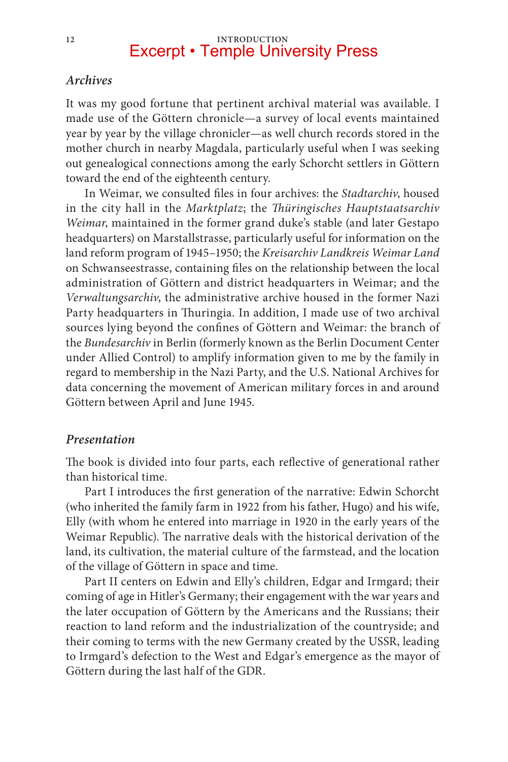### *Archives*

It was my good fortune that pertinent archival material was available. I made use of the Göttern chronicle—a survey of local events maintained year by year by the village chronicler—as well church records stored in the mother church in nearby Magdala, particularly useful when I was seeking out genealogical connections among the early Schorcht settlers in Göttern toward the end of the eighteenth century.

In Weimar, we consulted files in four archives: the *Stadtarchiv*, housed in the city hall in the *Marktplatz*; the *Thüringisches Hauptstaatsarchiv Weimar*, maintained in the former grand duke's stable (and later Gestapo headquarters) on Marstallstrasse, particularly useful for information on the land reform program of 1945–1950; the *Kreisarchiv Landkreis Weimar Land* on Schwanseestrasse, containing files on the relationship between the local administration of Göttern and district headquarters in Weimar; and the *Verwaltungsarchiv*, the administrative archive housed in the former Nazi Party headquarters in Thuringia. In addition, I made use of two archival sources lying beyond the confines of Göttern and Weimar: the branch of the *Bundesarchiv* in Berlin (formerly known as the Berlin Document Center under Allied Control) to amplify information given to me by the family in regard to membership in the Nazi Party, and the U.S. National Archives for data concerning the movement of American military forces in and around Göttern between April and June 1945.

### *Presentation*

The book is divided into four parts, each reflective of generational rather than historical time.

Part I introduces the first generation of the narrative: Edwin Schorcht (who inherited the family farm in 1922 from his father, Hugo) and his wife, Elly (with whom he entered into marriage in 1920 in the early years of the Weimar Republic). The narrative deals with the historical derivation of the land, its cultivation, the material culture of the farmstead, and the location of the village of Göttern in space and time.

Part II centers on Edwin and Elly's children, Edgar and Irmgard; their coming of age in Hitler's Germany; their engagement with the war years and the later occupation of Göttern by the Americans and the Russians; their reaction to land reform and the industrialization of the countryside; and their coming to terms with the new Germany created by the USSR, leading to Irmgard's defection to the West and Edgar's emergence as the mayor of Göttern during the last half of the GDR.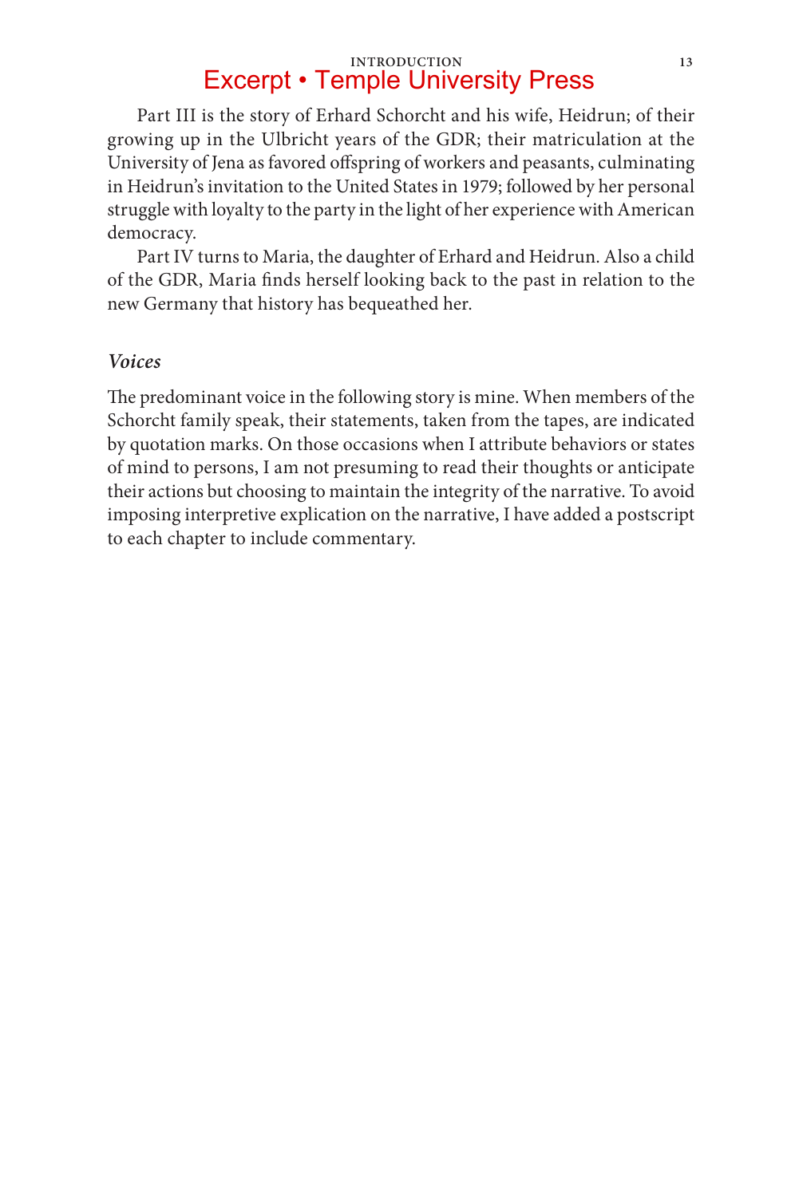Part III is the story of Erhard Schorcht and his wife, Heidrun; of their growing up in the Ulbricht years of the GDR; their matriculation at the University of Jena as favored offspring of workers and peasants, culminating in Heidrun's invitation to the United States in 1979; followed by her personal struggle with loyalty to the party in the light of her experience with American democracy.

Part IV turns to Maria, the daughter of Erhard and Heidrun. Also a child of the GDR, Maria finds herself looking back to the past in relation to the new Germany that history has bequeathed her.

### *Voices*

The predominant voice in the following story is mine. When members of the Schorcht family speak, their statements, taken from the tapes, are indicated by quotation marks. On those occasions when I attribute behaviors or states of mind to persons, I am not presuming to read their thoughts or anticipate their actions but choosing to maintain the integrity of the narrative. To avoid imposing interpretive explication on the narrative, I have added a postscript to each chapter to include commentary.